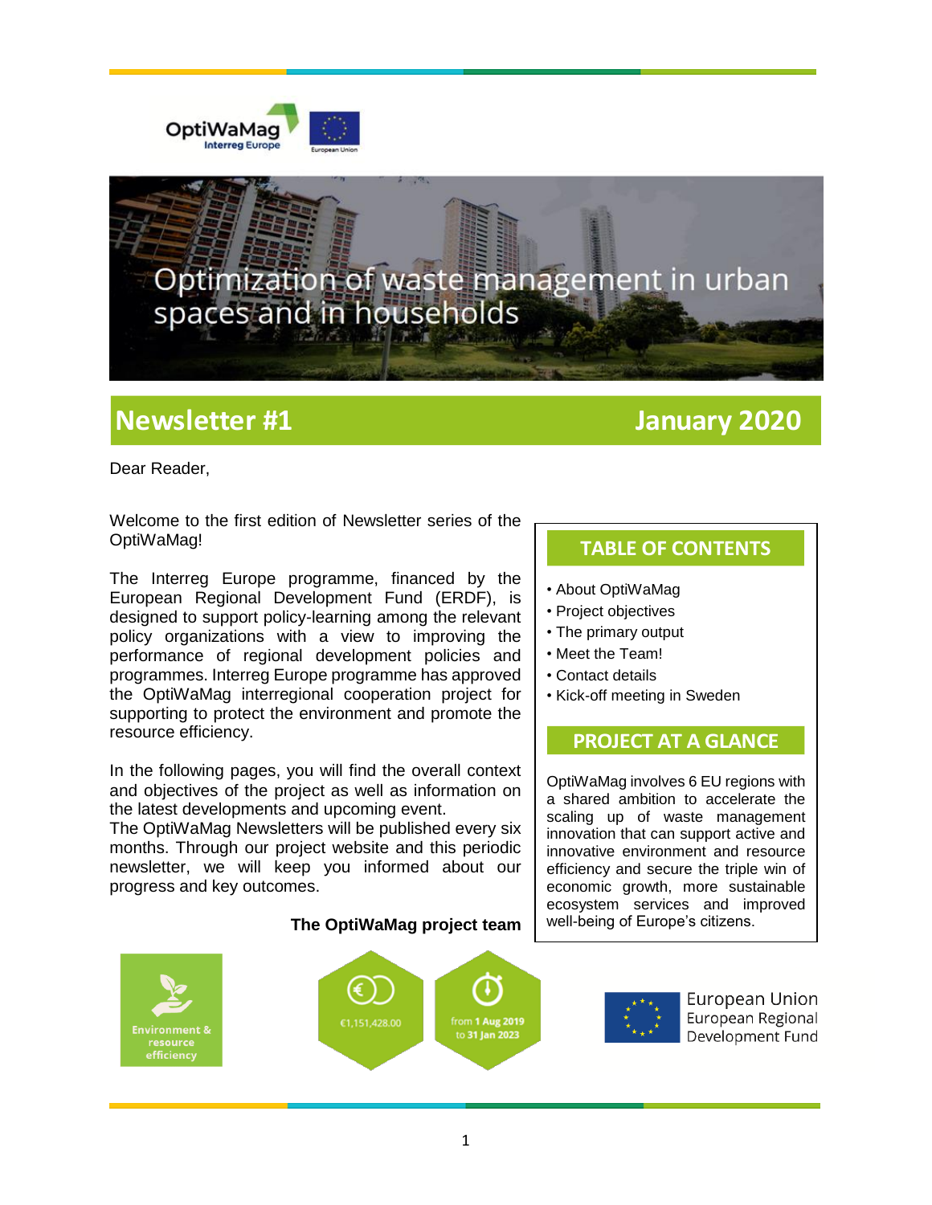OptiWaMag
Interreg Europe

European Union

# Optimization of waste management in urban spaces and in households

## Newsletter #1 January 2020

Dear Reader,

Welcome to the first edition of Newsletter series of the OptiWaMag!

The Interreg Europe programme, financed by the European Regional Development Fund (ERDF), is designed to support policy-learning among the relevant policy organizations with a view to improving the performance of regional development policies and programmes. Interreg Europe programme has approved the OptiWaMag interregional cooperation project for supporting to protect the environment and promote the resource efficiency.

In the following pages, you will find the overall context and objectives of the project as well as information on the latest developments and upcoming event.
The OptiWaMag Newsletters will be published every six months. Through our project website and this periodic newsletter, we will keep you informed about our progress and key outcomes.

**The OptiWaMag project team**

### TABLE OF CONTENTS

- About OptiWaMag
- Project objectives
- The primary output
- Meet the Team!
- Contact details
- Kick-off meeting in Sweden

### PROJECT AT A GLANCE

OptiWaMag involves 6 EU regions with a shared ambition to accelerate the scaling up of waste management innovation that can support active and innovative environment and resource efficiency and secure the triple win of economic growth, more sustainable ecosystem services and improved well-being of Europe's citizens.

Environment & resource efficiency

€1,151,428.00

from 1 Aug 2019 to 31 Jan 2023

European Union
European Regional Development Fund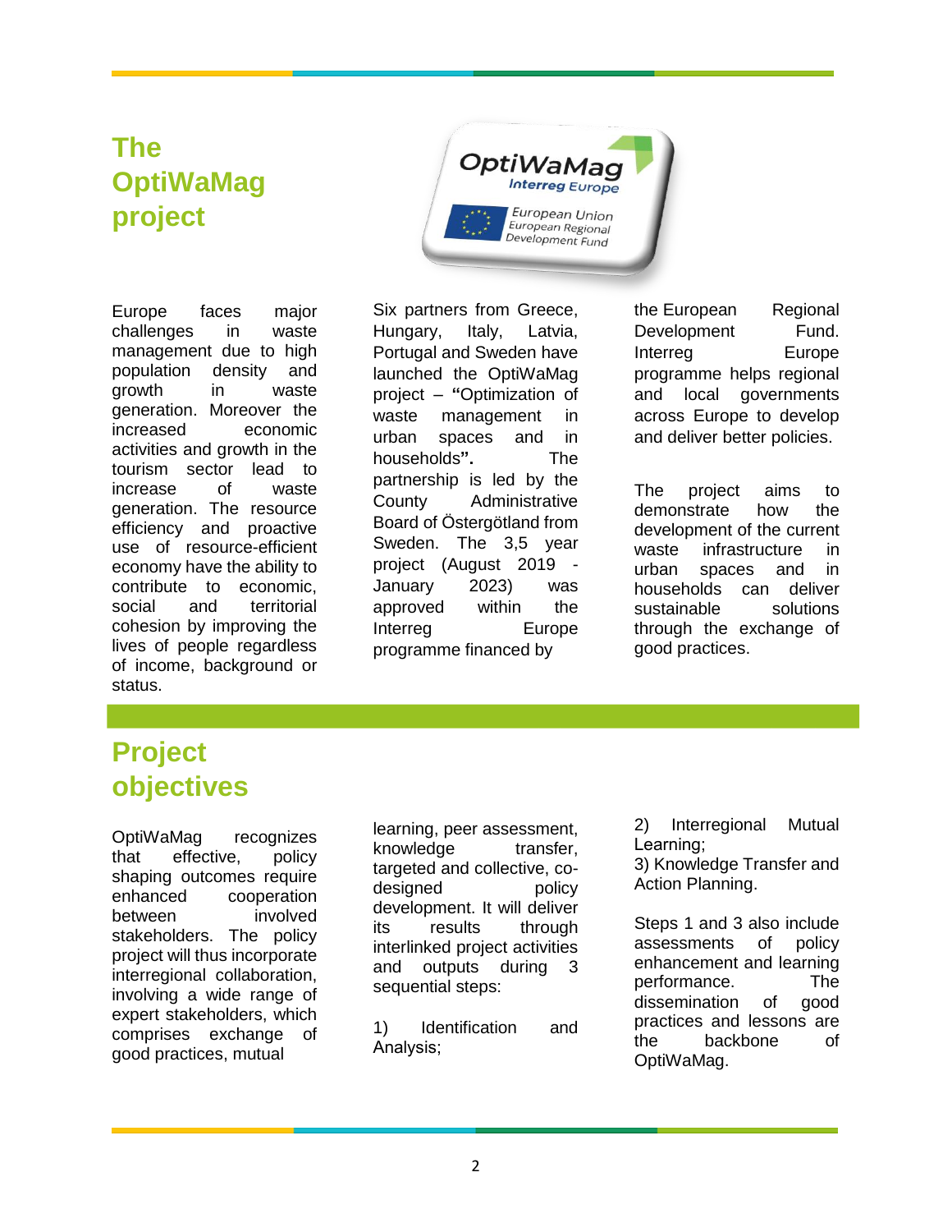# The OptiWaMag project

Europe faces major challenges in waste management due to high population density and growth in waste generation. Moreover the increased economic activities and growth in the tourism sector lead to increase of waste generation. The resource efficiency and proactive use of resource-efficient economy have the ability to contribute to economic, social and territorial cohesion by improving the lives of people regardless of income, background or status.

Six partners from Greece, Hungary, Italy, Latvia, Portugal and Sweden have launched the OptiWaMag project – **"**Optimization of waste management in urban spaces and in households**".** The partnership is led by the County Administrative Board of Östergötland from Sweden. The 3,5 year project (August 2019 - January 2023) was approved within the Interreg Europe programme financed by the European Regional Development Fund. Interreg Europe programme helps regional and local governments across Europe to develop and deliver better policies.

The project aims to demonstrate how the development of the current waste infrastructure in urban spaces and in households can deliver sustainable solutions through the exchange of good practices.

# Project objectives

OptiWaMag recognizes that effective, policy shaping outcomes require enhanced cooperation between involved stakeholders. The policy project will thus incorporate interregional collaboration, involving a wide range of expert stakeholders, which comprises exchange of good practices, mutual learning, peer assessment, knowledge transfer, targeted and collective, co-designed policy development. It will deliver its results through interlinked project activities and outputs during 3 sequential steps:

1) Identification and Analysis;
2) Interregional Mutual Learning;
3) Knowledge Transfer and Action Planning.

Steps 1 and 3 also include assessments of policy enhancement and learning performance. The dissemination of good practices and lessons are the backbone of OptiWaMag.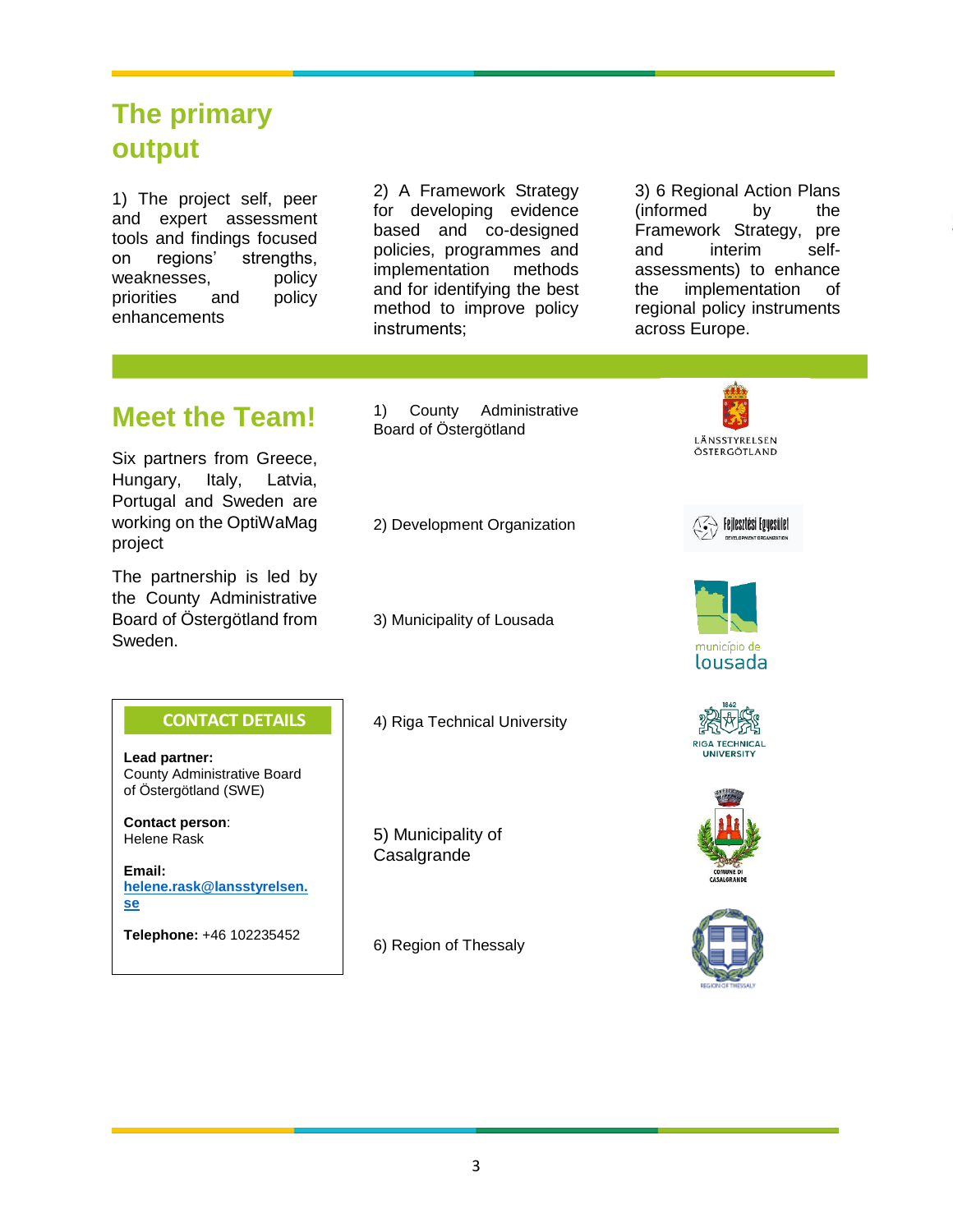## The primary output

1) The project self, peer and expert assessment tools and findings focused on regions' strengths, weaknesses, policy priorities and policy enhancements

2) A Framework Strategy for developing evidence based and co-designed policies, programmes and implementation methods and for identifying the best method to improve policy instruments;

3) 6 Regional Action Plans (informed by the Framework Strategy, pre and interim self-assessments) to enhance the implementation of regional policy instruments across Europe.

## Meet the Team!

Six partners from Greece, Hungary, Italy, Latvia, Portugal and Sweden are working on the OptiWaMag project

The partnership is led by the County Administrative Board of Östergötland from Sweden.

1) County Administrative Board of Östergötland

2) Development Organization

3) Municipality of Lousada

4) Riga Technical University

5) Municipality of Casalgrande

6) Region of Thessaly

### CONTACT DETAILS

**Lead partner:**
County Administrative Board of Östergötland (SWE)

**Contact person**:
Helene Rask

**Email:**
helene.rask@lansstyrelsen.se

**Telephone:** +46 102235452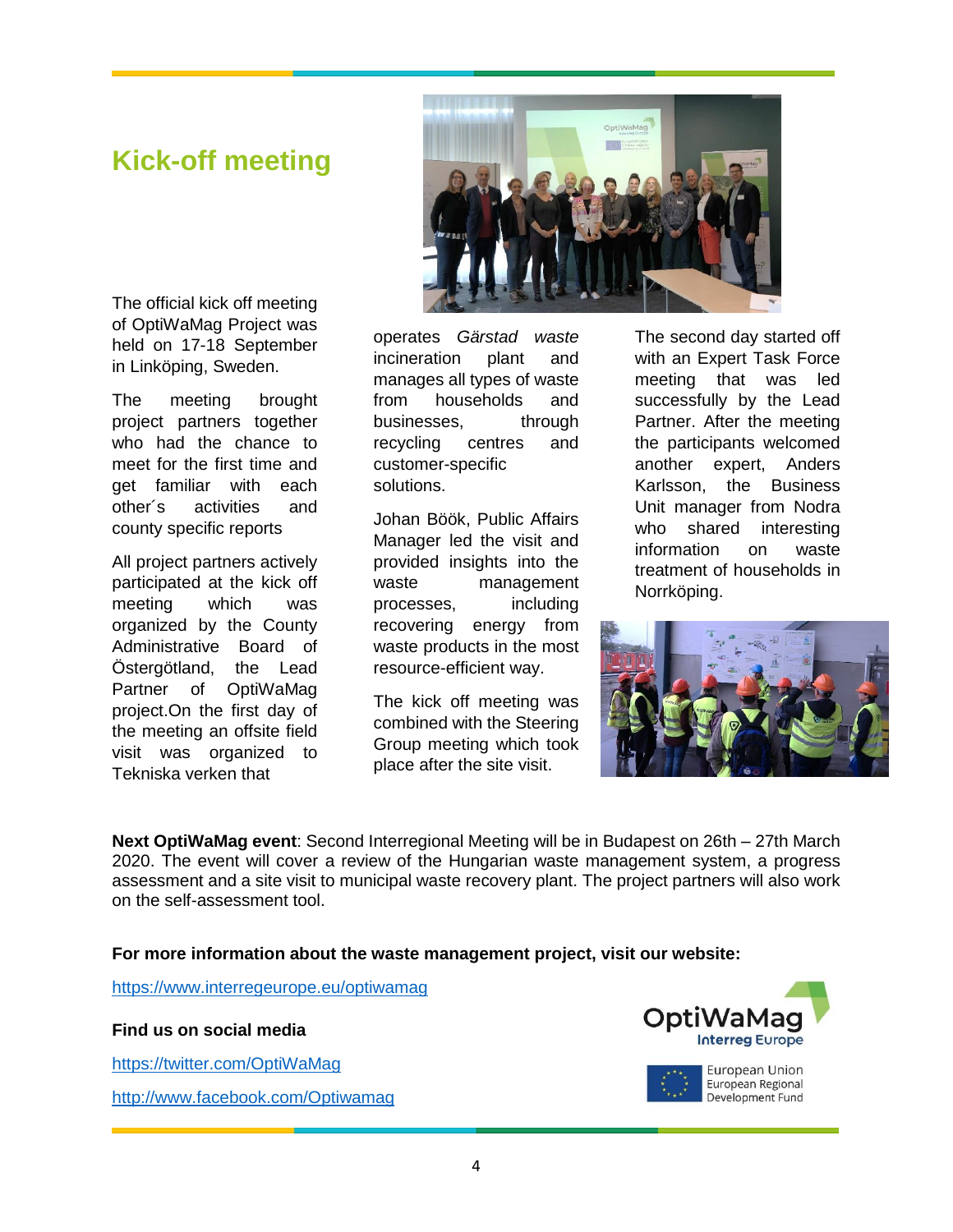## Kick-off meeting

The official kick off meeting of OptiWaMag Project was held on 17-18 September in Linköping, Sweden.

The meeting brought project partners together who had the chance to meet for the first time and get familiar with each other´s activities and county specific reports

All project partners actively participated at the kick off meeting which was organized by the County Administrative Board of Östergötland, the Lead Partner of OptiWaMag project.On the first day of the meeting an offsite field visit was organized to Tekniska verken that operates *Gärstad waste* incineration plant and manages all types of waste from households and businesses, through recycling centres and customer-specific solutions.

Johan Böök, Public Affairs Manager led the visit and provided insights into the waste management processes, including recovering energy from waste products in the most resource-efficient way.

The kick off meeting was combined with the Steering Group meeting which took place after the site visit.

The second day started off with an Expert Task Force meeting that was led successfully by the Lead Partner. After the meeting the participants welcomed another expert, Anders Karlsson, the Business Unit manager from Nodra who shared interesting information on waste treatment of households in Norrköping.

**Next OptiWaMag event**: Second Interregional Meeting will be in Budapest on 26th – 27th March 2020. The event will cover a review of the Hungarian waste management system, a progress assessment and a site visit to municipal waste recovery plant. The project partners will also work on the self-assessment tool.

**For more information about the waste management project, visit our website:**

https://www.interregeurope.eu/optiwamag

**Find us on social media**

https://twitter.com/OptiWaMag

http://www.facebook.com/Optiwamag

OptiWaMag
Interreg Europe

European Union
European Regional
Development Fund